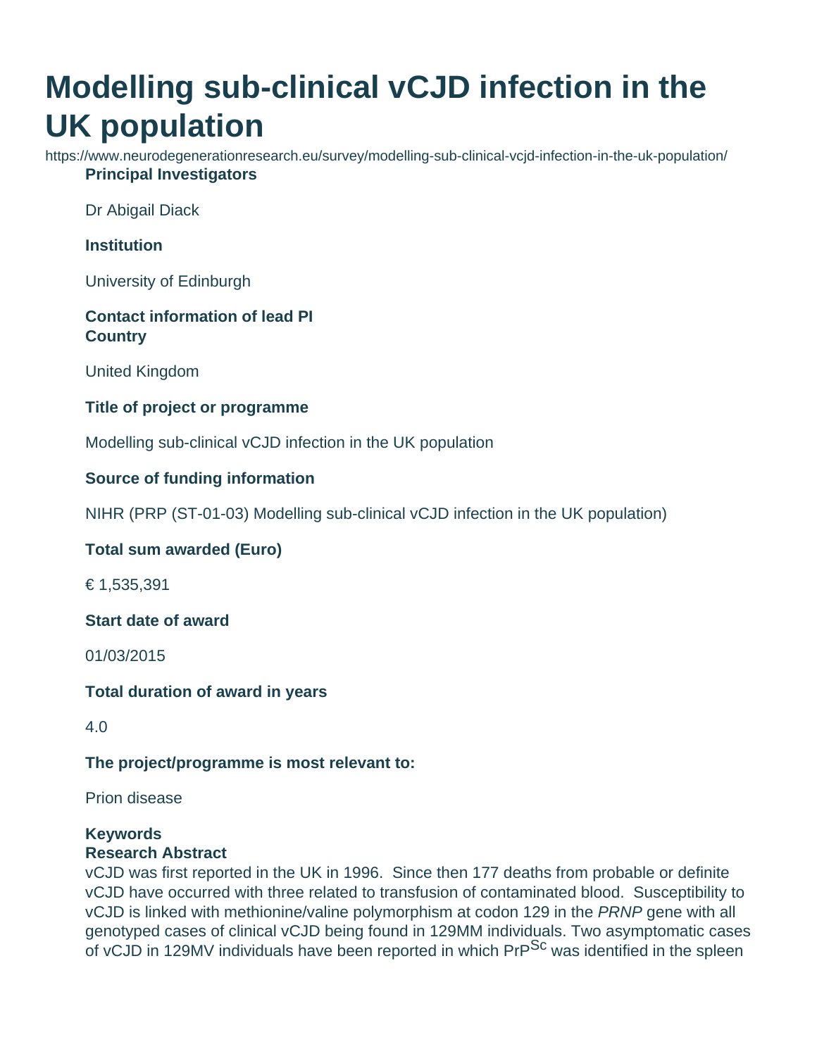# Modelling sub-clinical vCJD infection in the UK population

https://www.neurodegenerationresearch.eu/survey/modelling-sub-clinical-vcjd-infection-in-the-uk-population/

**Principal Investigators**

Dr Abigail Diack

**Institution**

University of Edinburgh

**Contact information of lead PI**

**Country**

United Kingdom

**Title of project or programme**

Modelling sub-clinical vCJD infection in the UK population

**Source of funding information**

NIHR (PRP (ST-01-03) Modelling sub-clinical vCJD infection in the UK population)

**Total sum awarded (Euro)**

€ 1,535,391

**Start date of award**

01/03/2015

**Total duration of award in years**

4.0

**The project/programme is most relevant to:**

Prion disease

**Keywords**

**Research Abstract**

vCJD was first reported in the UK in 1996. Since then 177 deaths from probable or definite vCJD have occurred with three related to transfusion of contaminated blood. Susceptibility to vCJD is linked with methionine/valine polymorphism at codon 129 in the *PRNP* gene with all genotyped cases of clinical vCJD being found in 129MM individuals. Two asymptomatic cases of vCJD in 129MV individuals have been reported in which $PrP^{Sc}$ was identified in the spleen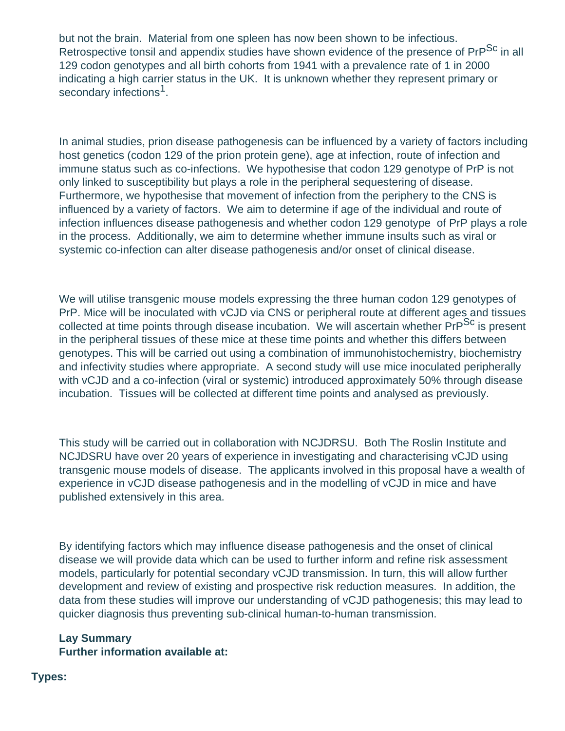but not the brain. Material from one spleen has now been shown to be infectious. Retrospective tonsil and appendix studies have shown evidence of the presence of $PrP^{Sc}$ in all 129 codon genotypes and all birth cohorts from 1941 with a prevalence rate of 1 in 2000 indicating a high carrier status in the UK. It is unknown whether they represent primary or secondary infections[1].

In animal studies, prion disease pathogenesis can be influenced by a variety of factors including host genetics (codon 129 of the prion protein gene), age at infection, route of infection and immune status such as co-infections. We hypothesise that codon 129 genotype of PrP is not only linked to susceptibility but plays a role in the peripheral sequestering of disease. Furthermore, we hypothesise that movement of infection from the periphery to the CNS is influenced by a variety of factors. We aim to determine if age of the individual and route of infection influences disease pathogenesis and whether codon 129 genotype of PrP plays a role in the process. Additionally, we aim to determine whether immune insults such as viral or systemic co-infection can alter disease pathogenesis and/or onset of clinical disease.

We will utilise transgenic mouse models expressing the three human codon 129 genotypes of PrP. Mice will be inoculated with vCJD via CNS or peripheral route at different ages and tissues collected at time points through disease incubation. We will ascertain whether $PrP^{Sc}$ is present in the peripheral tissues of these mice at these time points and whether this differs between genotypes. This will be carried out using a combination of immunohistochemistry, biochemistry and infectivity studies where appropriate. A second study will use mice inoculated peripherally with vCJD and a co-infection (viral or systemic) introduced approximately 50% through disease incubation. Tissues will be collected at different time points and analysed as previously.

This study will be carried out in collaboration with NCJDRSU. Both The Roslin Institute and NCJDSRU have over 20 years of experience in investigating and characterising vCJD using transgenic mouse models of disease. The applicants involved in this proposal have a wealth of experience in vCJD disease pathogenesis and in the modelling of vCJD in mice and have published extensively in this area.

By identifying factors which may influence disease pathogenesis and the onset of clinical disease we will provide data which can be used to further inform and refine risk assessment models, particularly for potential secondary vCJD transmission. In turn, this will allow further development and review of existing and prospective risk reduction measures. In addition, the data from these studies will improve our understanding of vCJD pathogenesis; this may lead to quicker diagnosis thus preventing sub-clinical human-to-human transmission.

**Lay Summary**
**Further information available at:**

**Types:**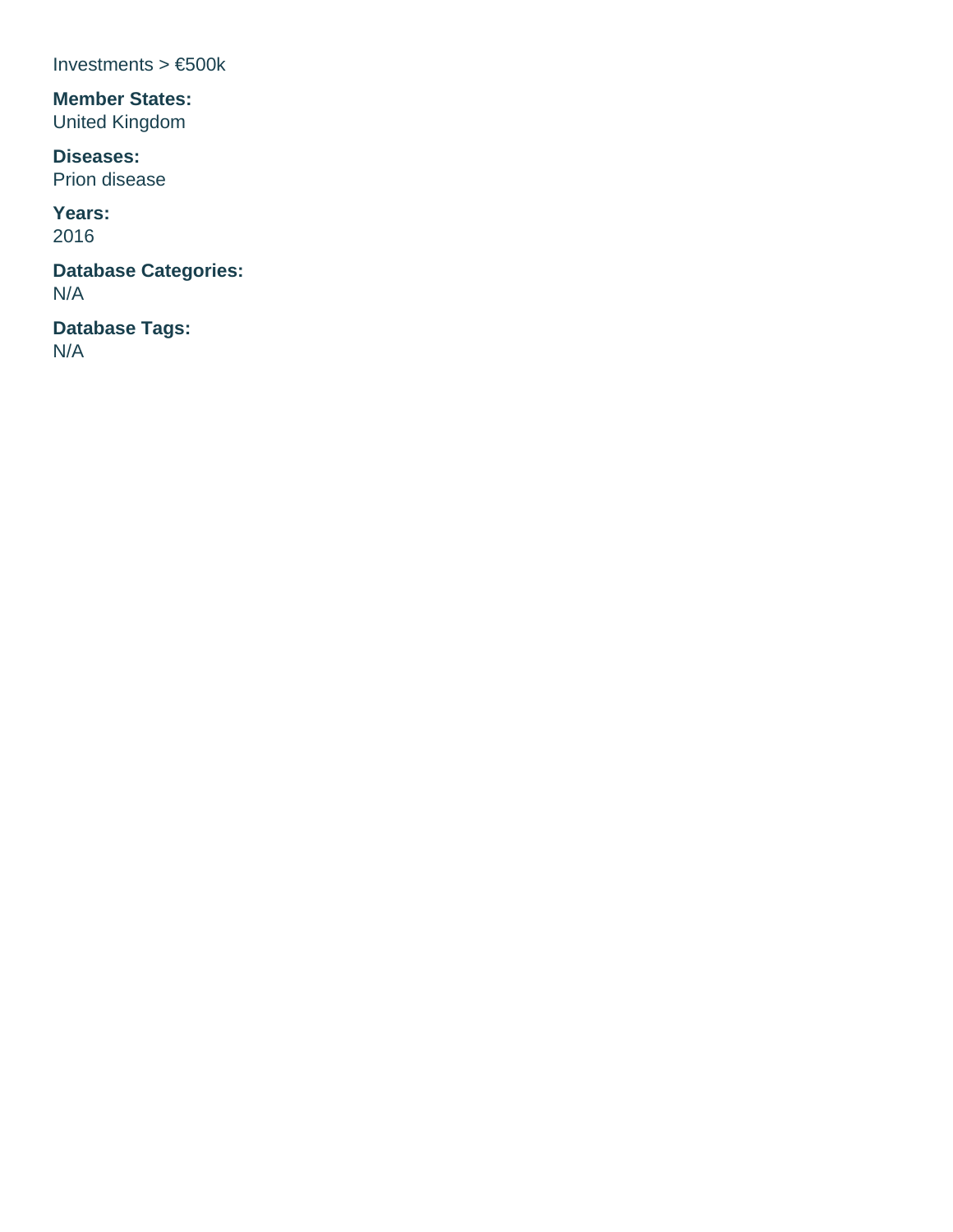Investments > €500k

**Member States:**
United Kingdom

**Diseases:**
Prion disease

**Years:**
2016

**Database Categories:**
N/A

**Database Tags:**
N/A